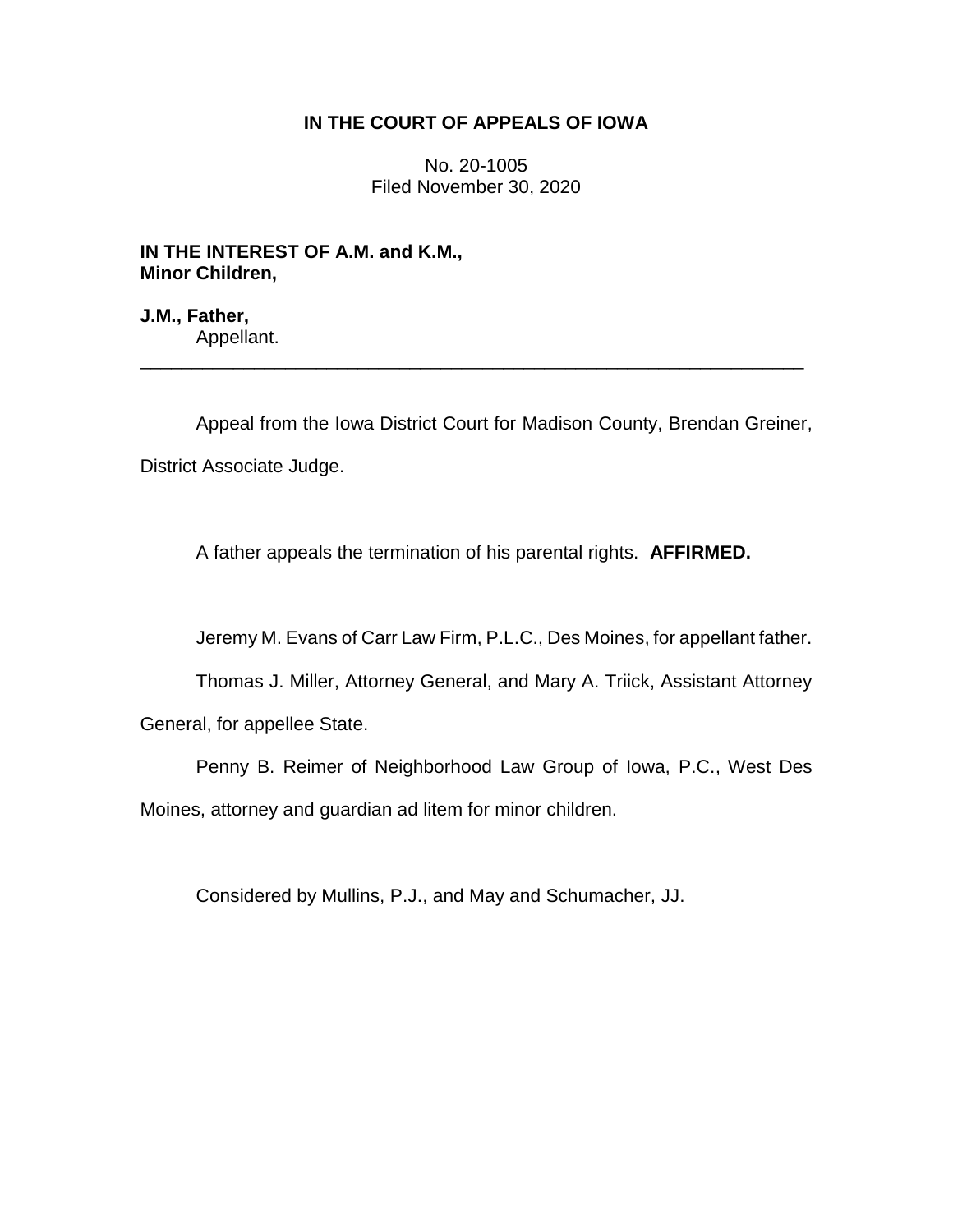**IN THE COURT OF APPEALS OF IOWA**

No. 20-1005
Filed November 30, 2020

**IN THE INTEREST OF A.M. and K.M., Minor Children,**

**J.M., Father,**
Appellant.

---

Appeal from the Iowa District Court for Madison County, Brendan Greiner, District Associate Judge.

A father appeals the termination of his parental rights. **AFFIRMED.**

Jeremy M. Evans of Carr Law Firm, P.L.C., Des Moines, for appellant father.

Thomas J. Miller, Attorney General, and Mary A. Triick, Assistant Attorney General, for appellee State.

Penny B. Reimer of Neighborhood Law Group of Iowa, P.C., West Des Moines, attorney and guardian ad litem for minor children.

Considered by Mullins, P.J., and May and Schumacher, JJ.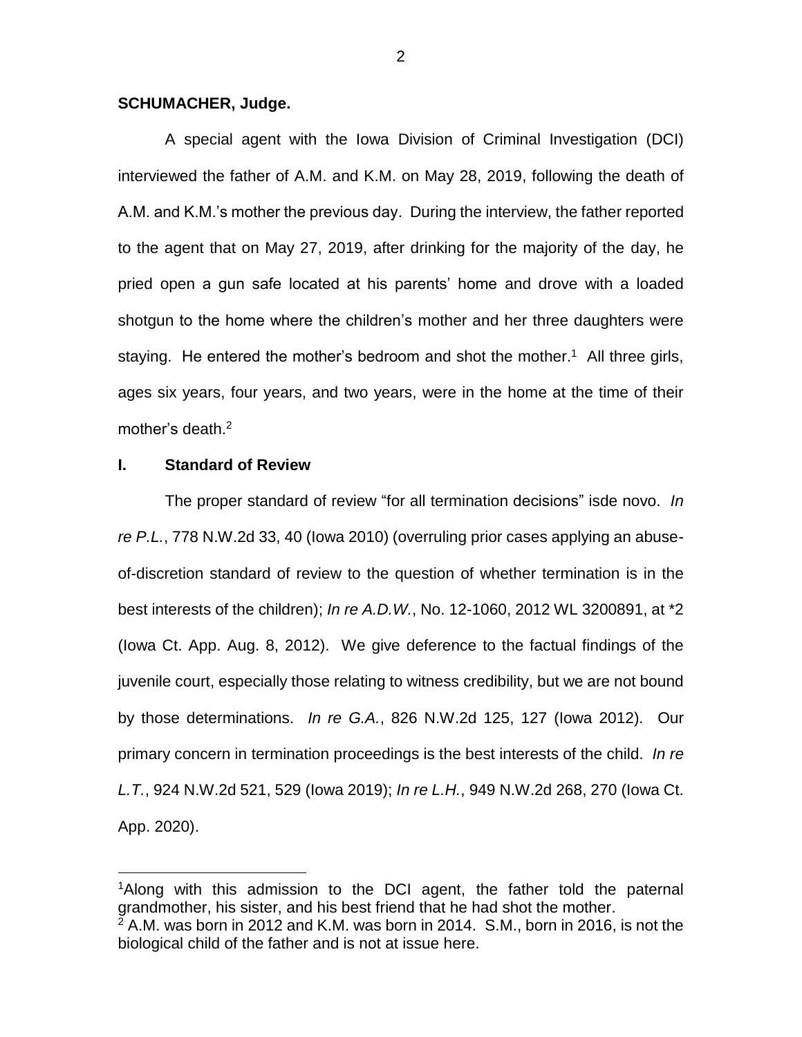**SCHUMACHER, Judge.**

A special agent with the Iowa Division of Criminal Investigation (DCI) interviewed the father of A.M. and K.M. on May 28, 2019, following the death of A.M. and K.M.'s mother the previous day. During the interview, the father reported to the agent that on May 27, 2019, after drinking for the majority of the day, he pried open a gun safe located at his parents' home and drove with a loaded shotgun to the home where the children's mother and her three daughters were staying. He entered the mother's bedroom and shot the mother.[1] All three girls, ages six years, four years, and two years, were in the home at the time of their mother's death.[2]

## I. Standard of Review

The proper standard of review "for all termination decisions" isde novo. *In re P.L.*, 778 N.W.2d 33, 40 (Iowa 2010) (overruling prior cases applying an abuse-of-discretion standard of review to the question of whether termination is in the best interests of the children); *In re A.D.W.*, No. 12-1060, 2012 WL 3200891, at *2 (Iowa Ct. App. Aug. 8, 2012). We give deference to the factual findings of the juvenile court, especially those relating to witness credibility, but we are not bound by those determinations. *In re G.A.*, 826 N.W.2d 125, 127 (Iowa 2012). Our primary concern in termination proceedings is the best interests of the child. *In re L.T.*, 924 N.W.2d 521, 529 (Iowa 2019); *In re L.H.*, 949 N.W.2d 268, 270 (Iowa Ct. App. 2020).

---

[1] Along with this admission to the DCI agent, the father told the paternal grandmother, his sister, and his best friend that he had shot the mother.

[2] A.M. was born in 2012 and K.M. was born in 2014. S.M., born in 2016, is not the biological child of the father and is not at issue here.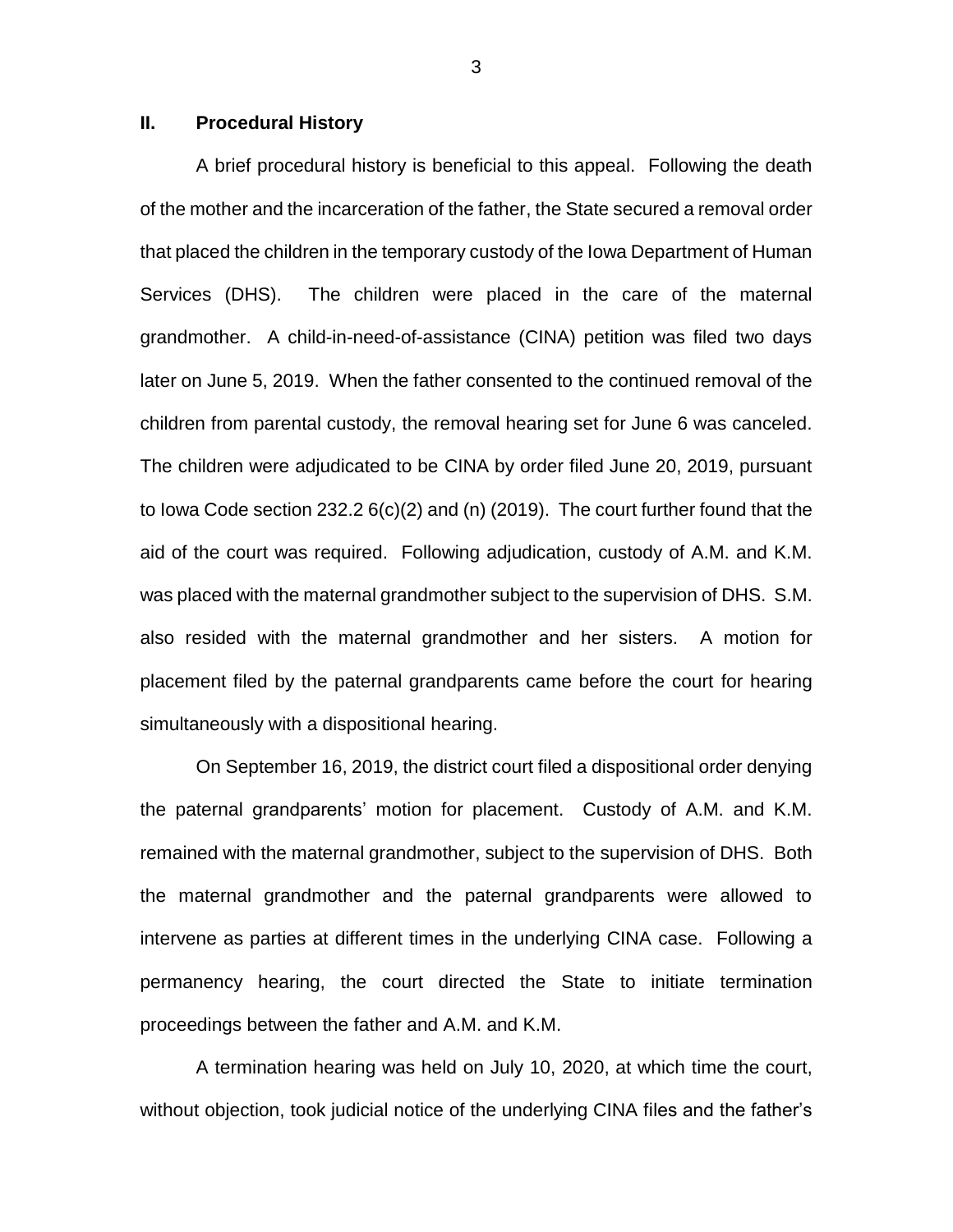## II. Procedural History

A brief procedural history is beneficial to this appeal. Following the death of the mother and the incarceration of the father, the State secured a removal order that placed the children in the temporary custody of the Iowa Department of Human Services (DHS). The children were placed in the care of the maternal grandmother. A child-in-need-of-assistance (CINA) petition was filed two days later on June 5, 2019. When the father consented to the continued removal of the children from parental custody, the removal hearing set for June 6 was canceled. The children were adjudicated to be CINA by order filed June 20, 2019, pursuant to Iowa Code section 232.2 6(c)(2) and (n) (2019). The court further found that the aid of the court was required. Following adjudication, custody of A.M. and K.M. was placed with the maternal grandmother subject to the supervision of DHS. S.M. also resided with the maternal grandmother and her sisters. A motion for placement filed by the paternal grandparents came before the court for hearing simultaneously with a dispositional hearing.

On September 16, 2019, the district court filed a dispositional order denying the paternal grandparents' motion for placement. Custody of A.M. and K.M. remained with the maternal grandmother, subject to the supervision of DHS. Both the maternal grandmother and the paternal grandparents were allowed to intervene as parties at different times in the underlying CINA case. Following a permanency hearing, the court directed the State to initiate termination proceedings between the father and A.M. and K.M.

A termination hearing was held on July 10, 2020, at which time the court, without objection, took judicial notice of the underlying CINA files and the father's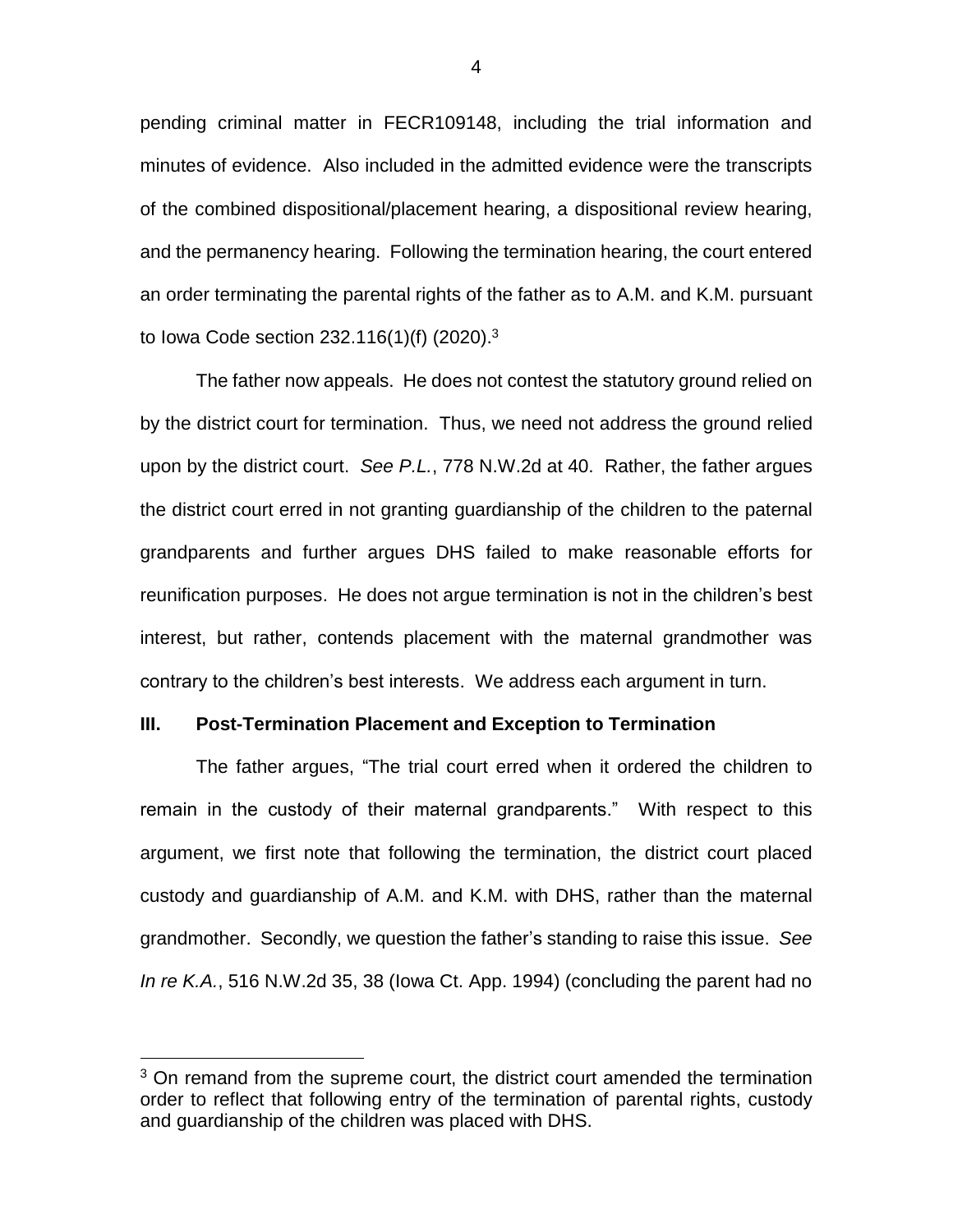pending criminal matter in FECR109148, including the trial information and minutes of evidence. Also included in the admitted evidence were the transcripts of the combined dispositional/placement hearing, a dispositional review hearing, and the permanency hearing. Following the termination hearing, the court entered an order terminating the parental rights of the father as to A.M. and K.M. pursuant to Iowa Code section 232.116(1)(f) (2020).[3]

The father now appeals. He does not contest the statutory ground relied on by the district court for termination. Thus, we need not address the ground relied upon by the district court. *See P.L.*, 778 N.W.2d at 40. Rather, the father argues the district court erred in not granting guardianship of the children to the paternal grandparents and further argues DHS failed to make reasonable efforts for reunification purposes. He does not argue termination is not in the children's best interest, but rather, contends placement with the maternal grandmother was contrary to the children's best interests. We address each argument in turn.

## III. Post-Termination Placement and Exception to Termination

The father argues, "The trial court erred when it ordered the children to remain in the custody of their maternal grandparents." With respect to this argument, we first note that following the termination, the district court placed custody and guardianship of A.M. and K.M. with DHS, rather than the maternal grandmother. Secondly, we question the father's standing to raise this issue. *See In re K.A.*, 516 N.W.2d 35, 38 (Iowa Ct. App. 1994) (concluding the parent had no

---

[3] On remand from the supreme court, the district court amended the termination order to reflect that following entry of the termination of parental rights, custody and guardianship of the children was placed with DHS.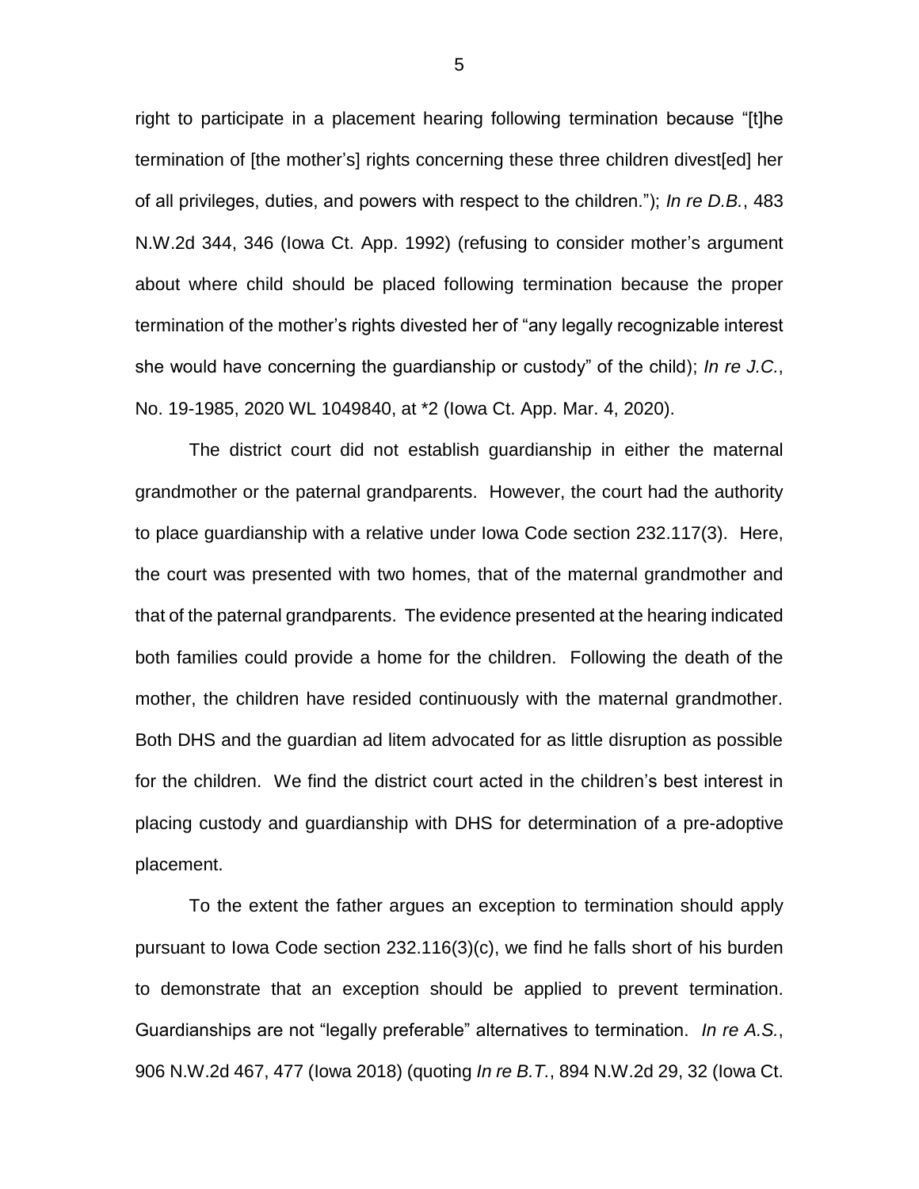right to participate in a placement hearing following termination because "[t]he termination of [the mother's] rights concerning these three children divest[ed] her of all privileges, duties, and powers with respect to the children."); *In re D.B.*, 483 N.W.2d 344, 346 (Iowa Ct. App. 1992) (refusing to consider mother's argument about where child should be placed following termination because the proper termination of the mother's rights divested her of "any legally recognizable interest she would have concerning the guardianship or custody" of the child); *In re J.C.*, No. 19-1985, 2020 WL 1049840, at *2 (Iowa Ct. App. Mar. 4, 2020).

The district court did not establish guardianship in either the maternal grandmother or the paternal grandparents. However, the court had the authority to place guardianship with a relative under Iowa Code section 232.117(3). Here, the court was presented with two homes, that of the maternal grandmother and that of the paternal grandparents. The evidence presented at the hearing indicated both families could provide a home for the children. Following the death of the mother, the children have resided continuously with the maternal grandmother. Both DHS and the guardian ad litem advocated for as little disruption as possible for the children. We find the district court acted in the children's best interest in placing custody and guardianship with DHS for determination of a pre-adoptive placement.

To the extent the father argues an exception to termination should apply pursuant to Iowa Code section 232.116(3)(c), we find he falls short of his burden to demonstrate that an exception should be applied to prevent termination. Guardianships are not "legally preferable" alternatives to termination. *In re A.S.*, 906 N.W.2d 467, 477 (Iowa 2018) (quoting *In re B.T.*, 894 N.W.2d 29, 32 (Iowa Ct.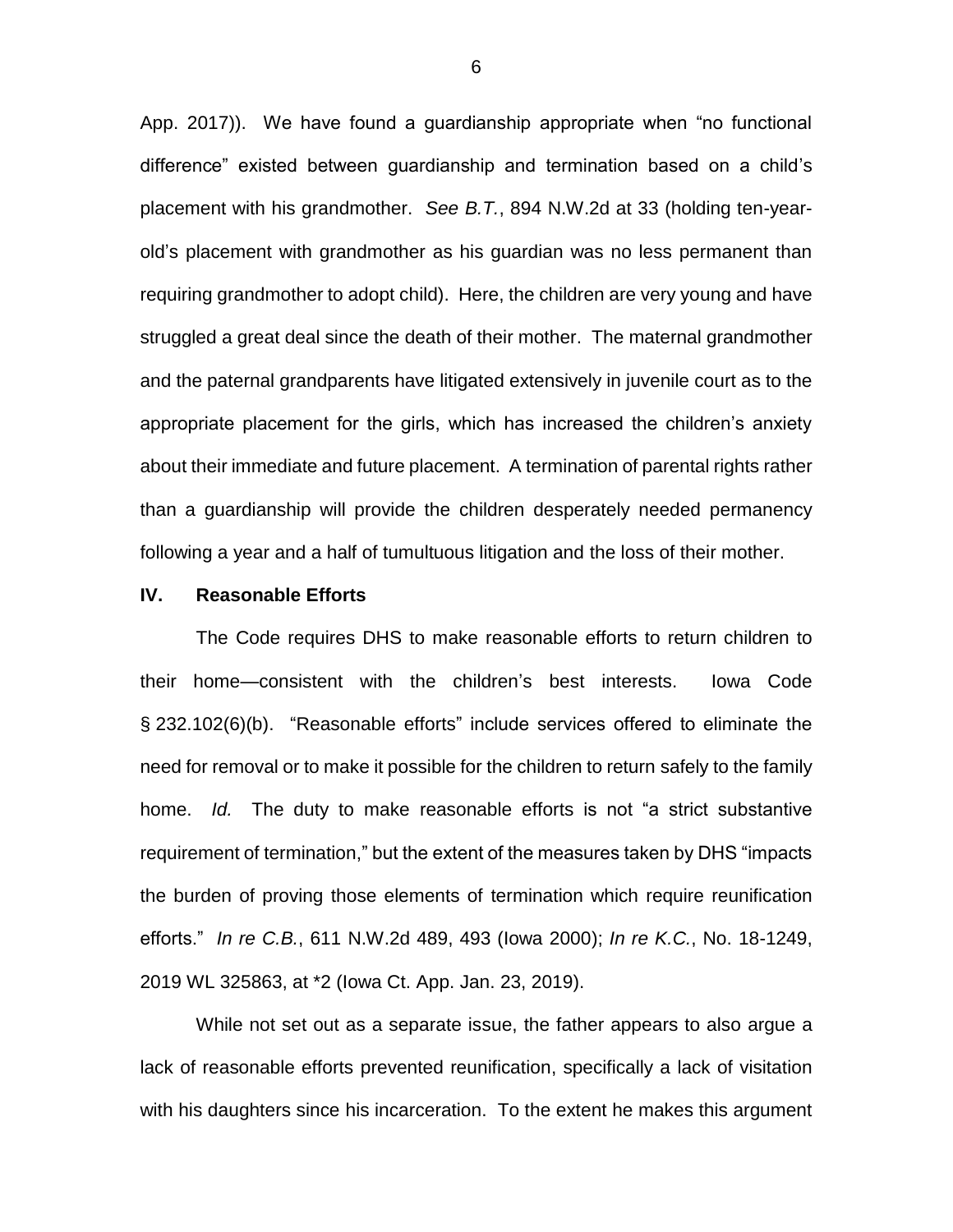App. 2017)). We have found a guardianship appropriate when "no functional difference" existed between guardianship and termination based on a child's placement with his grandmother. *See B.T.*, 894 N.W.2d at 33 (holding ten-year-old's placement with grandmother as his guardian was no less permanent than requiring grandmother to adopt child). Here, the children are very young and have struggled a great deal since the death of their mother. The maternal grandmother and the paternal grandparents have litigated extensively in juvenile court as to the appropriate placement for the girls, which has increased the children's anxiety about their immediate and future placement. A termination of parental rights rather than a guardianship will provide the children desperately needed permanency following a year and a half of tumultuous litigation and the loss of their mother.

## IV. Reasonable Efforts

The Code requires DHS to make reasonable efforts to return children to their home—consistent with the children's best interests. Iowa Code § 232.102(6)(b). "Reasonable efforts" include services offered to eliminate the need for removal or to make it possible for the children to return safely to the family home. *Id.* The duty to make reasonable efforts is not "a strict substantive requirement of termination," but the extent of the measures taken by DHS "impacts the burden of proving those elements of termination which require reunification efforts." *In re C.B.*, 611 N.W.2d 489, 493 (Iowa 2000); *In re K.C.*, No. 18-1249, 2019 WL 325863, at *2 (Iowa Ct. App. Jan. 23, 2019).

While not set out as a separate issue, the father appears to also argue a lack of reasonable efforts prevented reunification, specifically a lack of visitation with his daughters since his incarceration. To the extent he makes this argument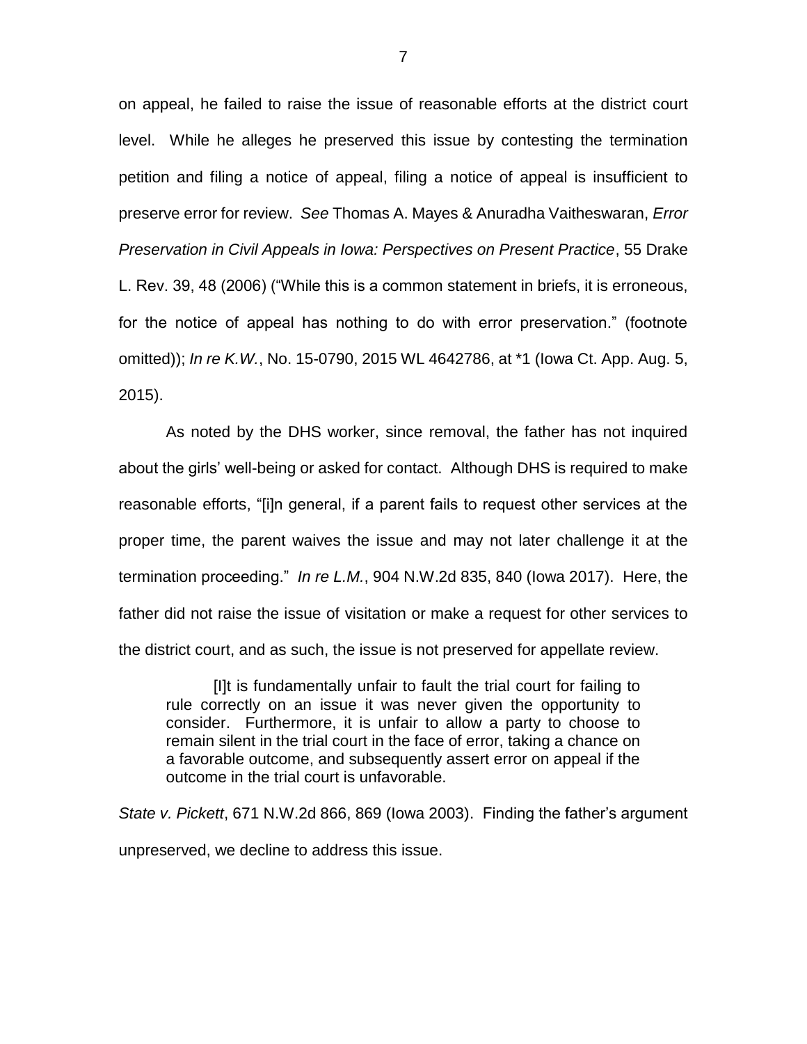on appeal, he failed to raise the issue of reasonable efforts at the district court level. While he alleges he preserved this issue by contesting the termination petition and filing a notice of appeal, filing a notice of appeal is insufficient to preserve error for review. *See* Thomas A. Mayes & Anuradha Vaitheswaran, *Error Preservation in Civil Appeals in Iowa: Perspectives on Present Practice*, 55 Drake L. Rev. 39, 48 (2006) ("While this is a common statement in briefs, it is erroneous, for the notice of appeal has nothing to do with error preservation." (footnote omitted)); *In re K.W.*, No. 15-0790, 2015 WL 4642786, at *1 (Iowa Ct. App. Aug. 5, 2015).

As noted by the DHS worker, since removal, the father has not inquired about the girls' well-being or asked for contact. Although DHS is required to make reasonable efforts, "[i]n general, if a parent fails to request other services at the proper time, the parent waives the issue and may not later challenge it at the termination proceeding." *In re L.M.*, 904 N.W.2d 835, 840 (Iowa 2017). Here, the father did not raise the issue of visitation or make a request for other services to the district court, and as such, the issue is not preserved for appellate review.

> [I]t is fundamentally unfair to fault the trial court for failing to rule correctly on an issue it was never given the opportunity to consider. Furthermore, it is unfair to allow a party to choose to remain silent in the trial court in the face of error, taking a chance on a favorable outcome, and subsequently assert error on appeal if the outcome in the trial court is unfavorable.

*State v. Pickett*, 671 N.W.2d 866, 869 (Iowa 2003). Finding the father's argument unpreserved, we decline to address this issue.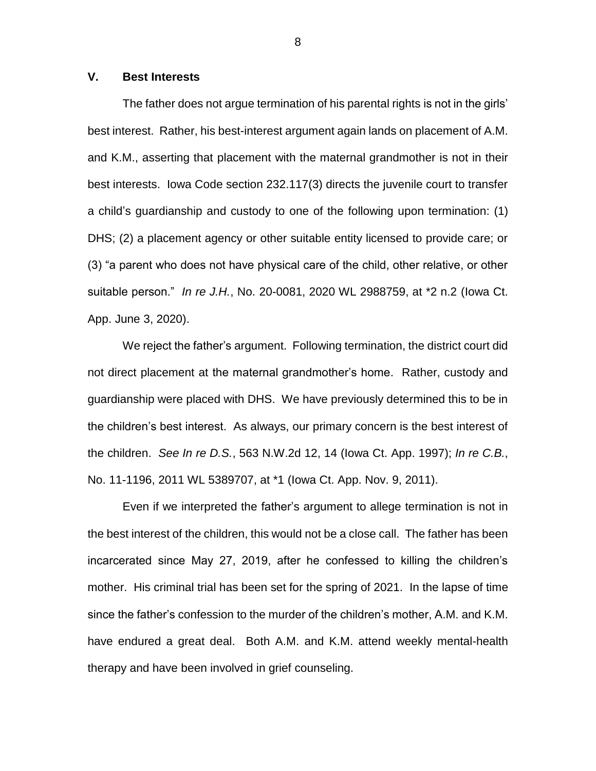## V. Best Interests

The father does not argue termination of his parental rights is not in the girls' best interest. Rather, his best-interest argument again lands on placement of A.M. and K.M., asserting that placement with the maternal grandmother is not in their best interests. Iowa Code section 232.117(3) directs the juvenile court to transfer a child's guardianship and custody to one of the following upon termination: (1) DHS; (2) a placement agency or other suitable entity licensed to provide care; or (3) "a parent who does not have physical care of the child, other relative, or other suitable person." *In re J.H.*, No. 20-0081, 2020 WL 2988759, at *2 n.2 (Iowa Ct. App. June 3, 2020).

We reject the father's argument. Following termination, the district court did not direct placement at the maternal grandmother's home. Rather, custody and guardianship were placed with DHS. We have previously determined this to be in the children's best interest. As always, our primary concern is the best interest of the children. *See In re D.S.*, 563 N.W.2d 12, 14 (Iowa Ct. App. 1997); *In re C.B.*, No. 11-1196, 2011 WL 5389707, at *1 (Iowa Ct. App. Nov. 9, 2011).

Even if we interpreted the father's argument to allege termination is not in the best interest of the children, this would not be a close call. The father has been incarcerated since May 27, 2019, after he confessed to killing the children's mother. His criminal trial has been set for the spring of 2021. In the lapse of time since the father's confession to the murder of the children's mother, A.M. and K.M. have endured a great deal. Both A.M. and K.M. attend weekly mental-health therapy and have been involved in grief counseling.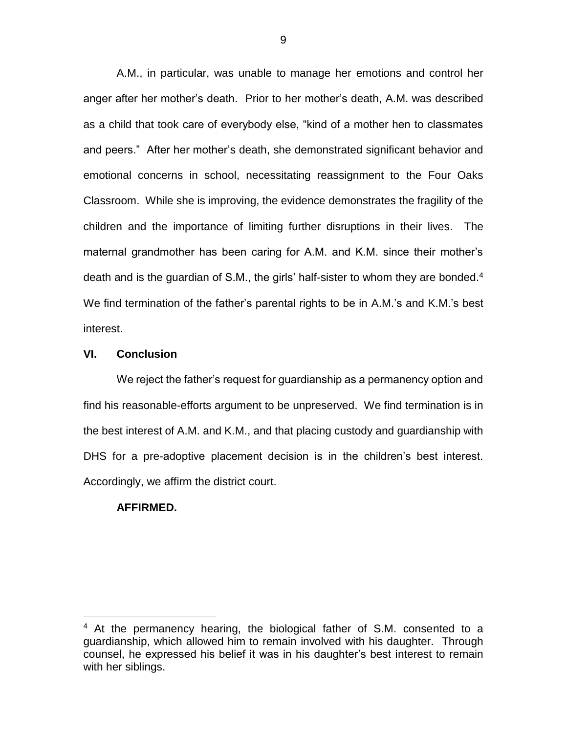A.M., in particular, was unable to manage her emotions and control her anger after her mother's death. Prior to her mother's death, A.M. was described as a child that took care of everybody else, "kind of a mother hen to classmates and peers." After her mother's death, she demonstrated significant behavior and emotional concerns in school, necessitating reassignment to the Four Oaks Classroom. While she is improving, the evidence demonstrates the fragility of the children and the importance of limiting further disruptions in their lives. The maternal grandmother has been caring for A.M. and K.M. since their mother's death and is the guardian of S.M., the girls' half-sister to whom they are bonded.[4] We find termination of the father's parental rights to be in A.M.'s and K.M.'s best interest.

## VI. Conclusion

We reject the father's request for guardianship as a permanency option and find his reasonable-efforts argument to be unpreserved. We find termination is in the best interest of A.M. and K.M., and that placing custody and guardianship with DHS for a pre-adoptive placement decision is in the children's best interest. Accordingly, we affirm the district court.

**AFFIRMED.**

---

[4] At the permanency hearing, the biological father of S.M. consented to a guardianship, which allowed him to remain involved with his daughter. Through counsel, he expressed his belief it was in his daughter's best interest to remain with her siblings.